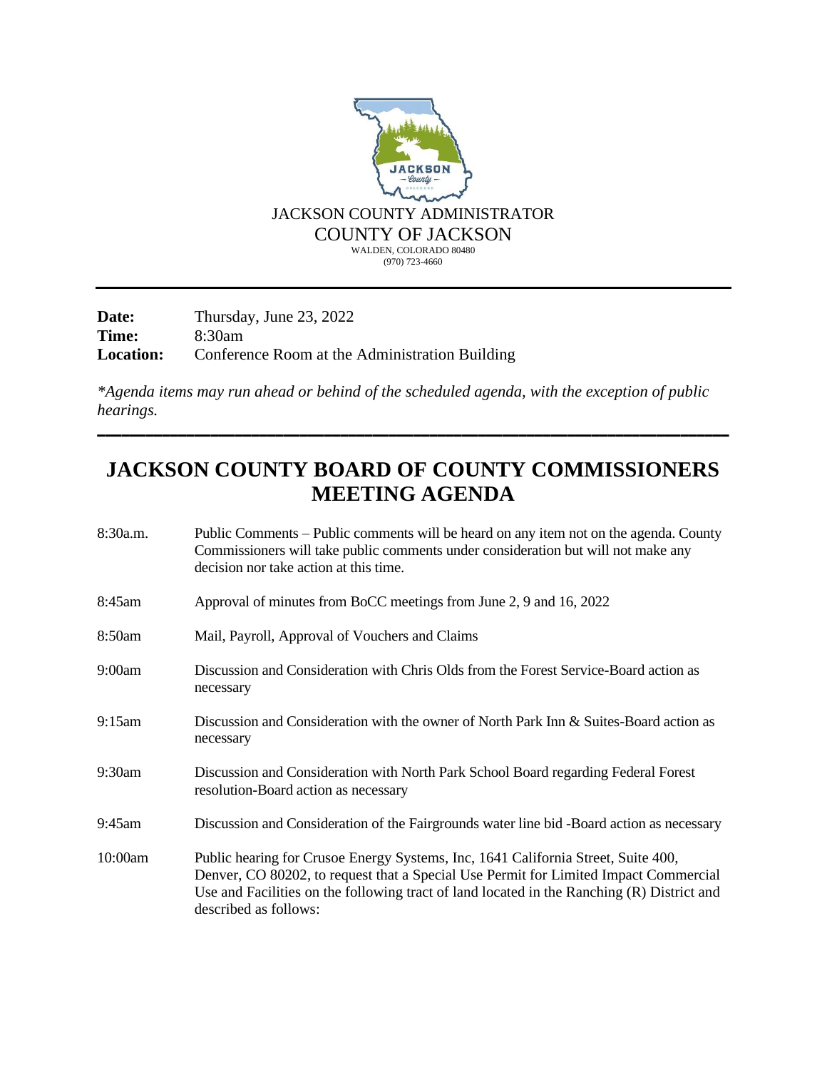JACKSON COUNTY ADMINISTRATOR
COUNTY OF JACKSON
WALDEN, COLORADO 80480
(970) 723-4660

---

**Date:** Thursday, June 23, 2022
**Time:** 8:30am
**Location:** Conference Room at the Administration Building

*\*Agenda items may run ahead or behind of the scheduled agenda, with the exception of public hearings.*

---

# JACKSON COUNTY BOARD OF COUNTY COMMISSIONERS MEETING AGENDA

| | |
|---|---|
| 8:30a.m. | Public Comments – Public comments will be heard on any item not on the agenda. County Commissioners will take public comments under consideration but will not make any decision nor take action at this time. |
| 8:45am | Approval of minutes from BoCC meetings from June 2, 9 and 16, 2022 |
| 8:50am | Mail, Payroll, Approval of Vouchers and Claims |
| 9:00am | Discussion and Consideration with Chris Olds from the Forest Service-Board action as necessary |
| 9:15am | Discussion and Consideration with the owner of North Park Inn & Suites-Board action as necessary |
| 9:30am | Discussion and Consideration with North Park School Board regarding Federal Forest resolution-Board action as necessary |
| 9:45am | Discussion and Consideration of the Fairgrounds water line bid -Board action as necessary |
| 10:00am | Public hearing for Crusoe Energy Systems, Inc, 1641 California Street, Suite 400, Denver, CO 80202, to request that a Special Use Permit for Limited Impact Commercial Use and Facilities on the following tract of land located in the Ranching (R) District and described as follows: |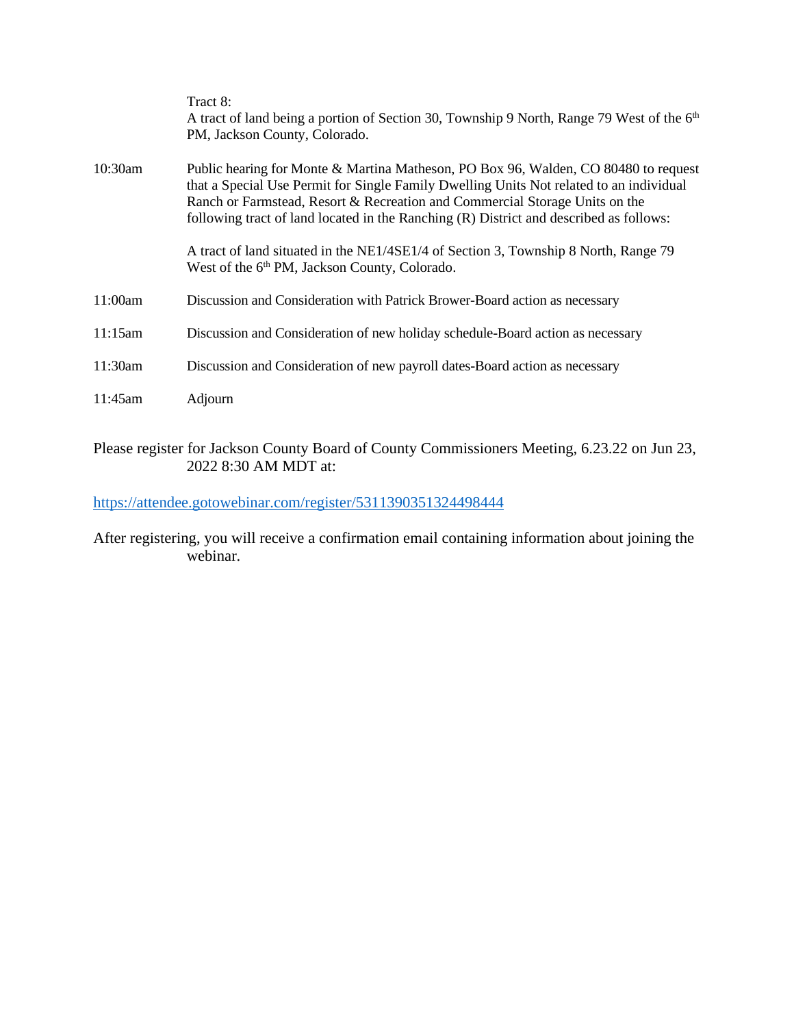Tract 8:
A tract of land being a portion of Section 30, Township 9 North, Range 79 West of the 6th PM, Jackson County, Colorado.

10:30am Public hearing for Monte & Martina Matheson, PO Box 96, Walden, CO 80480 to request that a Special Use Permit for Single Family Dwelling Units Not related to an individual Ranch or Farmstead, Resort & Recreation and Commercial Storage Units on the following tract of land located in the Ranching (R) District and described as follows:

A tract of land situated in the NE1/4SE1/4 of Section 3, Township 8 North, Range 79 West of the 6th PM, Jackson County, Colorado.

11:00am Discussion and Consideration with Patrick Brower-Board action as necessary

11:15am Discussion and Consideration of new holiday schedule-Board action as necessary

11:30am Discussion and Consideration of new payroll dates-Board action as necessary

11:45am Adjourn

Please register for Jackson County Board of County Commissioners Meeting, 6.23.22 on Jun 23, 2022 8:30 AM MDT at:

https://attendee.gotowebinar.com/register/5311390351324498444

After registering, you will receive a confirmation email containing information about joining the webinar.